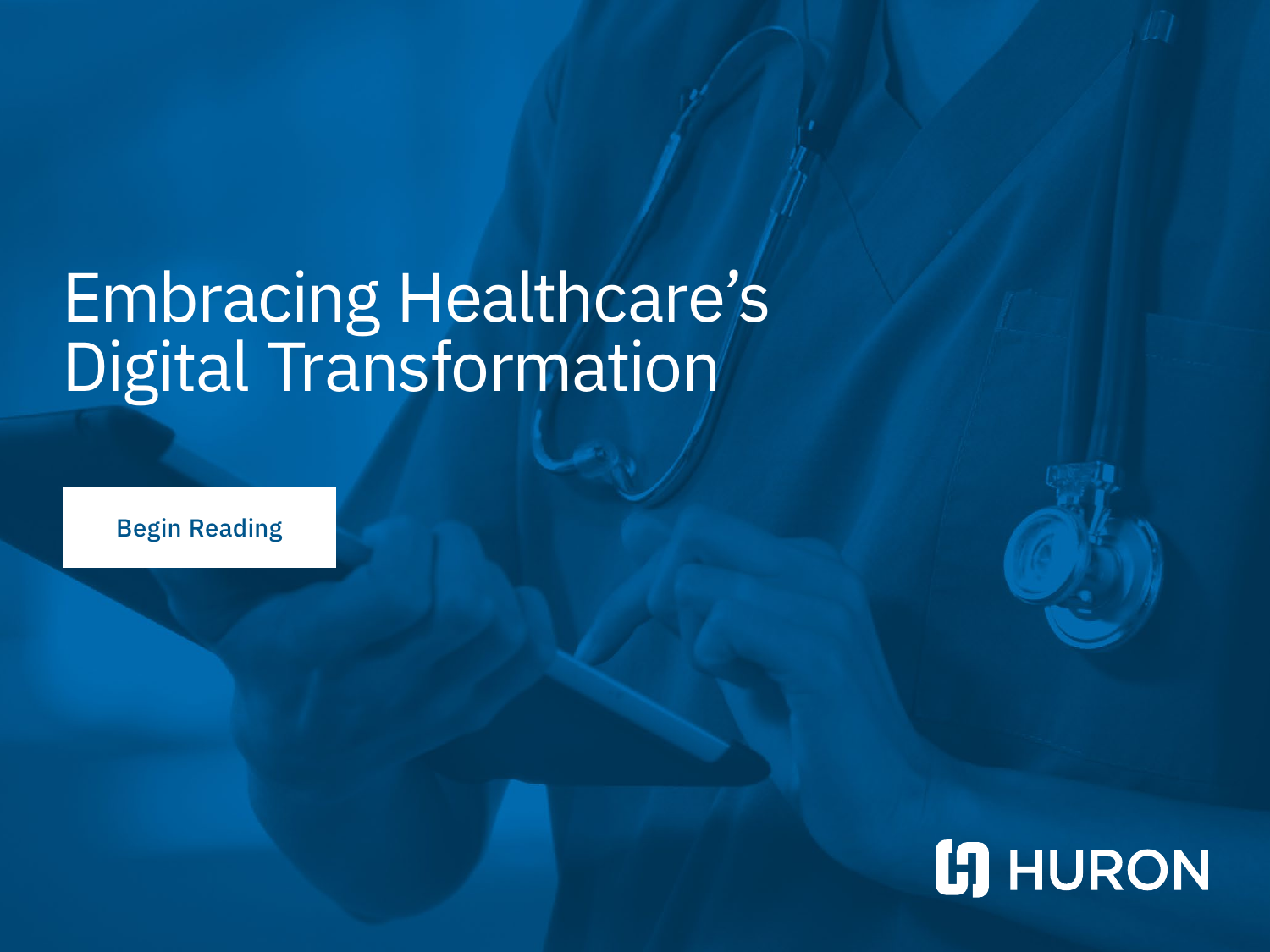# Embracing Healthcare's Digital Transformation

Begin Reading

HURON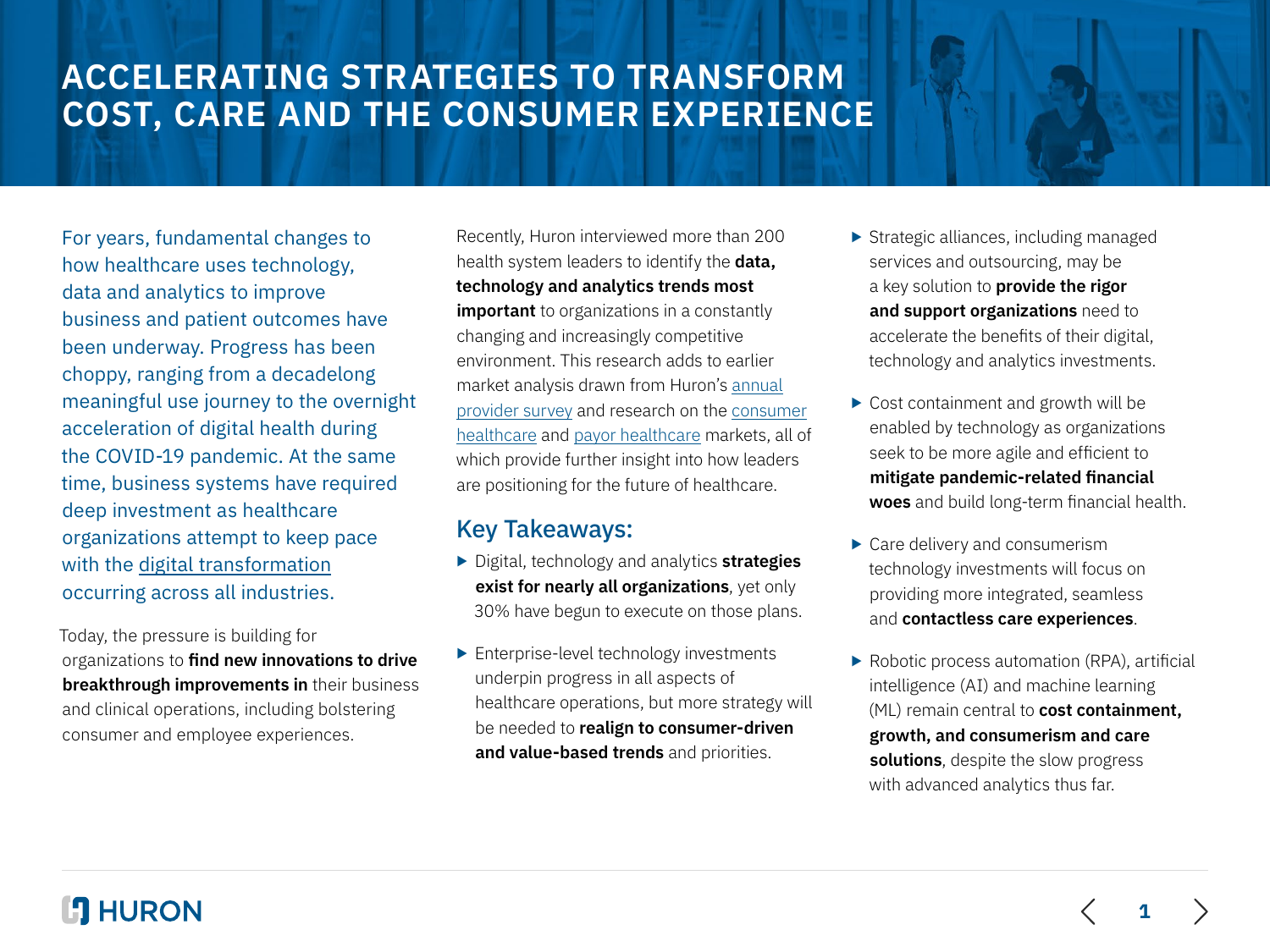# ACCELERATING STRATEGIES TO TRANSFORM COST, CARE AND THE CONSUMER EXPERIENCE

For years, fundamental changes to how healthcare uses technology, data and analytics to improve business and patient outcomes have been underway. Progress has been choppy, ranging from a decadelong meaningful use journey to the overnight acceleration of digital health during the COVID-19 pandemic. At the same time, business systems have required deep investment as healthcare organizations attempt to keep pace with the digital transformation occurring across all industries.

Today, the pressure is building for organizations to **find new innovations to drive breakthrough improvements in** their business and clinical operations, including bolstering consumer and employee experiences.

Recently, Huron interviewed more than 200 health system leaders to identify the **data, technology and analytics trends most important** to organizations in a constantly changing and increasingly competitive environment. This research adds to earlier market analysis drawn from Huron's annual provider survey and research on the consumer healthcare and payor healthcare markets, all of which provide further insight into how leaders are positioning for the future of healthcare.

## Key Takeaways:

- Digital, technology and analytics **strategies exist for nearly all organizations**, yet only 30% have begun to execute on those plans.
- Enterprise-level technology investments underpin progress in all aspects of healthcare operations, but more strategy will be needed to **realign to consumer-driven and value-based trends** and priorities.
- Strategic alliances, including managed services and outsourcing, may be a key solution to **provide the rigor and support organizations** need to accelerate the benefits of their digital, technology and analytics investments.
- Cost containment and growth will be enabled by technology as organizations seek to be more agile and efficient to **mitigate pandemic-related financial woes** and build long-term financial health.
- Care delivery and consumerism technology investments will focus on providing more integrated, seamless and **contactless care experiences**.
- Robotic process automation (RPA), artificial intelligence (AI) and machine learning (ML) remain central to **cost containment, growth, and consumerism and care solutions**, despite the slow progress with advanced analytics thus far.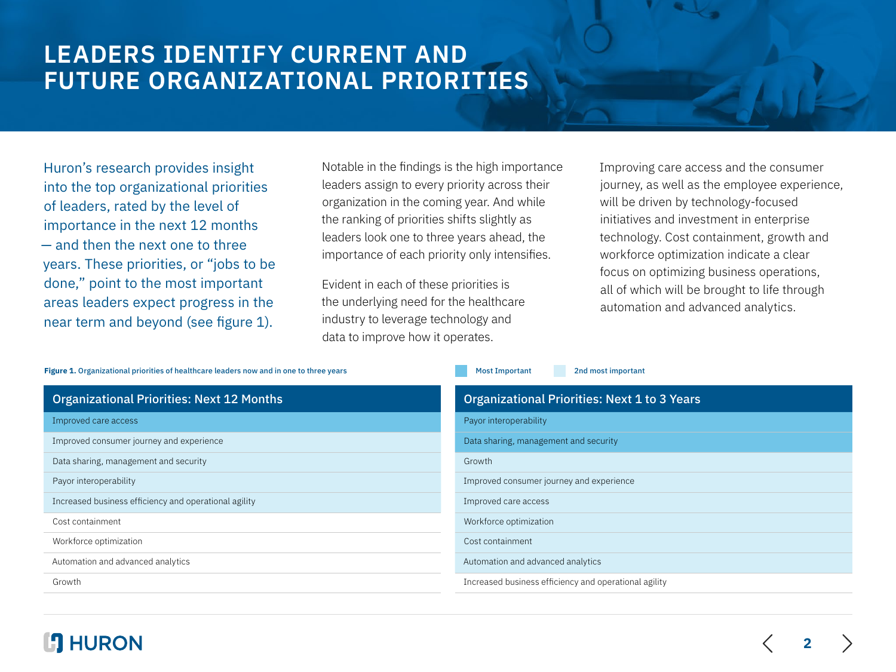# LEADERS IDENTIFY CURRENT AND FUTURE ORGANIZATIONAL PRIORITIES

Huron's research provides insight into the top organizational priorities of leaders, rated by the level of importance in the next 12 months — and then the next one to three years. These priorities, or "jobs to be done," point to the most important areas leaders expect progress in the near term and beyond (see figure 1).

Notable in the findings is the high importance leaders assign to every priority across their organization in the coming year. And while the ranking of priorities shifts slightly as leaders look one to three years ahead, the importance of each priority only intensifies.

Evident in each of these priorities is the underlying need for the healthcare industry to leverage technology and data to improve how it operates.

Improving care access and the consumer journey, as well as the employee experience, will be driven by technology-focused initiatives and investment in enterprise technology. Cost containment, growth and workforce optimization indicate a clear focus on optimizing business operations, all of which will be brought to life through automation and advanced analytics.

**Figure 1.** Organizational priorities of healthcare leaders now and in one to three years

Legend: Most Important | 2nd most important

| Organizational Priorities: Next 12 Months |
|---|
| Improved care access |
| Improved consumer journey and experience |
| Data sharing, management and security |
| Payor interoperability |
| Increased business efficiency and operational agility |
| Cost containment |
| Workforce optimization |
| Automation and advanced analytics |
| Growth |

| Organizational Priorities: Next 1 to 3 Years |
|---|
| Payor interoperability |
| Data sharing, management and security |
| Growth |
| Improved consumer journey and experience |
| Improved care access |
| Workforce optimization |
| Cost containment |
| Automation and advanced analytics |
| Increased business efficiency and operational agility |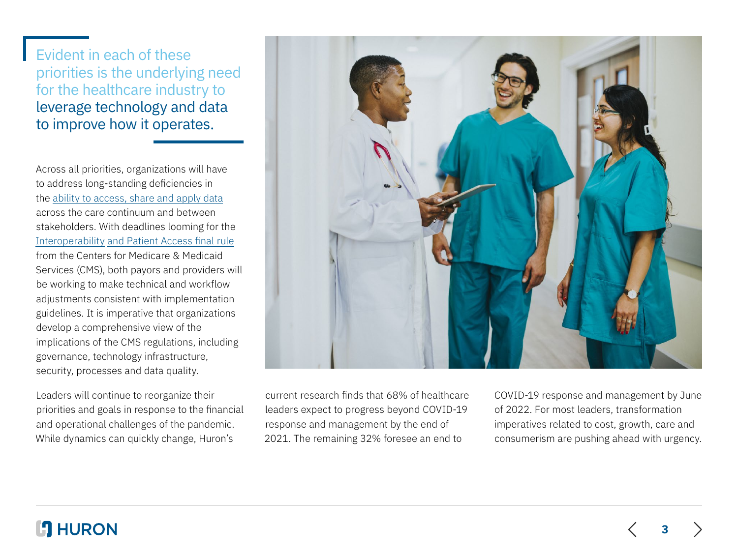> Evident in each of these priorities is the underlying need for the healthcare industry to leverage technology and data to improve how it operates.

Across all priorities, organizations will have to address long-standing deficiencies in the ability to access, share and apply data across the care continuum and between stakeholders. With deadlines looming for the Interoperability and Patient Access final rule from the Centers for Medicare & Medicaid Services (CMS), both payors and providers will be working to make technical and workflow adjustments consistent with implementation guidelines. It is imperative that organizations develop a comprehensive view of the implications of the CMS regulations, including governance, technology infrastructure, security, processes and data quality.

Leaders will continue to reorganize their priorities and goals in response to the financial and operational challenges of the pandemic. While dynamics can quickly change, Huron's current research finds that 68% of healthcare leaders expect to progress beyond COVID-19 response and management by the end of 2021. The remaining 32% foresee an end to COVID-19 response and management by June of 2022. For most leaders, transformation imperatives related to cost, growth, care and consumerism are pushing ahead with urgency.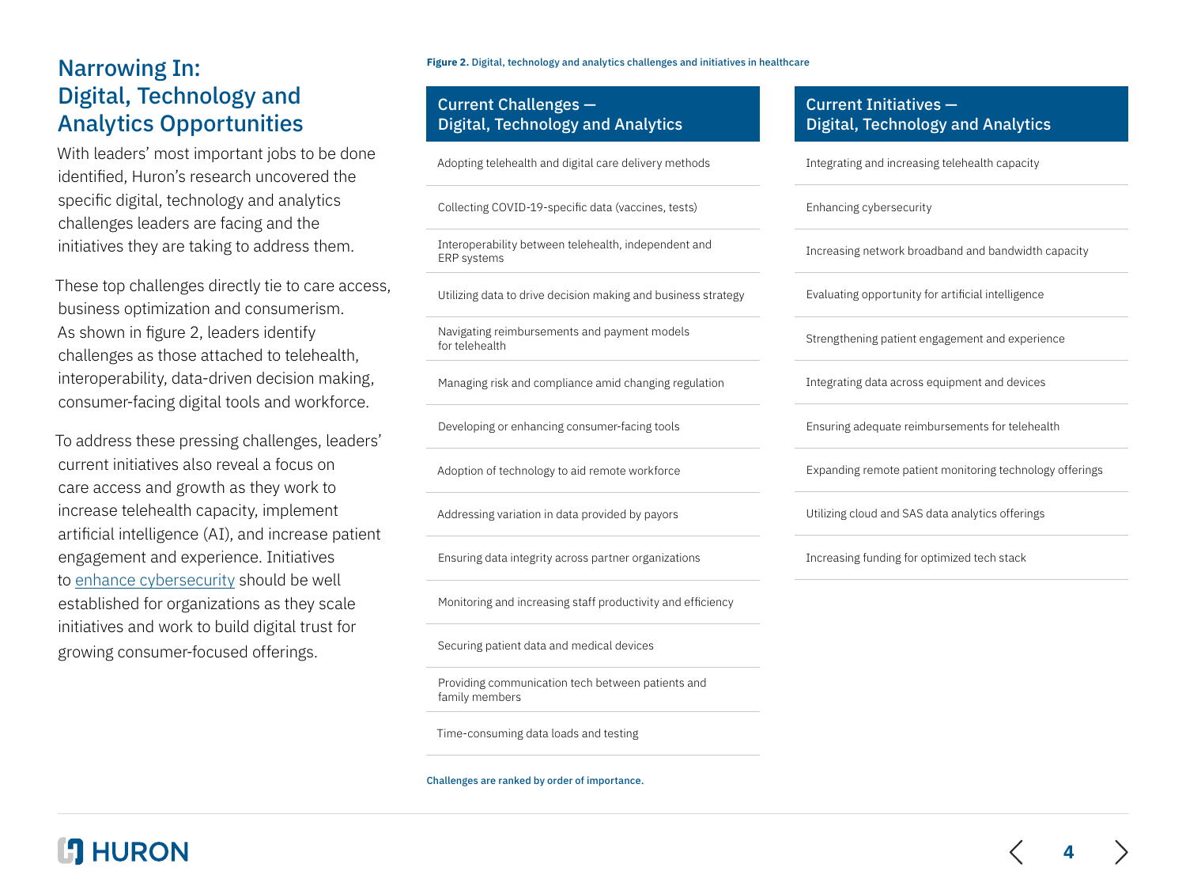## Narrowing In: Digital, Technology and Analytics Opportunities

With leaders' most important jobs to be done identified, Huron's research uncovered the specific digital, technology and analytics challenges leaders are facing and the initiatives they are taking to address them.

These top challenges directly tie to care access, business optimization and consumerism. As shown in figure 2, leaders identify challenges as those attached to telehealth, interoperability, data-driven decision making, consumer-facing digital tools and workforce.

To address these pressing challenges, leaders' current initiatives also reveal a focus on care access and growth as they work to increase telehealth capacity, implement artificial intelligence (AI), and increase patient engagement and experience. Initiatives to enhance cybersecurity should be well established for organizations as they scale initiatives and work to build digital trust for growing consumer-focused offerings.

**Figure 2.** Digital, technology and analytics challenges and initiatives in healthcare

| Current Challenges — Digital, Technology and Analytics | Current Initiatives — Digital, Technology and Analytics |
|---|---|
| Adopting telehealth and digital care delivery methods | Integrating and increasing telehealth capacity |
| Collecting COVID-19-specific data (vaccines, tests) | Enhancing cybersecurity |
| Interoperability between telehealth, independent and ERP systems | Increasing network broadband and bandwidth capacity |
| Utilizing data to drive decision making and business strategy | Evaluating opportunity for artificial intelligence |
| Navigating reimbursements and payment models for telehealth | Strengthening patient engagement and experience |
| Managing risk and compliance amid changing regulation | Integrating data across equipment and devices |
| Developing or enhancing consumer-facing tools | Ensuring adequate reimbursements for telehealth |
| Adoption of technology to aid remote workforce | Expanding remote patient monitoring technology offerings |
| Addressing variation in data provided by payors | Utilizing cloud and SAS data analytics offerings |
| Ensuring data integrity across partner organizations | Increasing funding for optimized tech stack |
| Monitoring and increasing staff productivity and efficiency | |
| Securing patient data and medical devices | |
| Providing communication tech between patients and family members | |
| Time-consuming data loads and testing | |

Challenges are ranked by order of importance.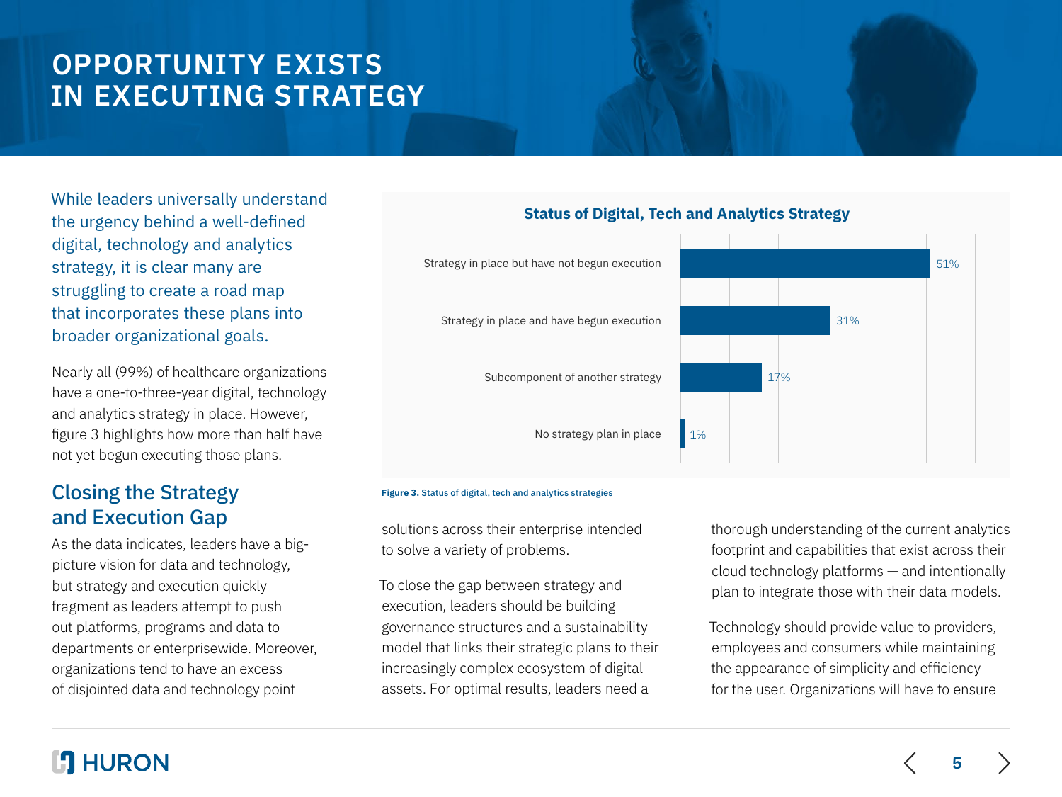# OPPORTUNITY EXISTS IN EXECUTING STRATEGY

While leaders universally understand the urgency behind a well-defined digital, technology and analytics strategy, it is clear many are struggling to create a road map that incorporates these plans into broader organizational goals.

Nearly all (99%) of healthcare organizations have a one-to-three-year digital, technology and analytics strategy in place. However, figure 3 highlights how more than half have not yet begun executing those plans.

**Status of Digital, Tech and Analytics Strategy**

| Status | Percentage |
|---|---|
| Strategy in place but have not begun execution | 51% |
| Strategy in place and have begun execution | 31% |
| Subcomponent of another strategy | 17% |
| No strategy plan in place | 1% |

**Figure 3.** Status of digital, tech and analytics strategies

## Closing the Strategy and Execution Gap

As the data indicates, leaders have a big-picture vision for data and technology, but strategy and execution quickly fragment as leaders attempt to push out platforms, programs and data to departments or enterprisewide. Moreover, organizations tend to have an excess of disjointed data and technology point solutions across their enterprise intended to solve a variety of problems.

To close the gap between strategy and execution, leaders should be building governance structures and a sustainability model that links their strategic plans to their increasingly complex ecosystem of digital assets. For optimal results, leaders need a thorough understanding of the current analytics footprint and capabilities that exist across their cloud technology platforms — and intentionally plan to integrate those with their data models.

Technology should provide value to providers, employees and consumers while maintaining the appearance of simplicity and efficiency for the user. Organizations will have to ensure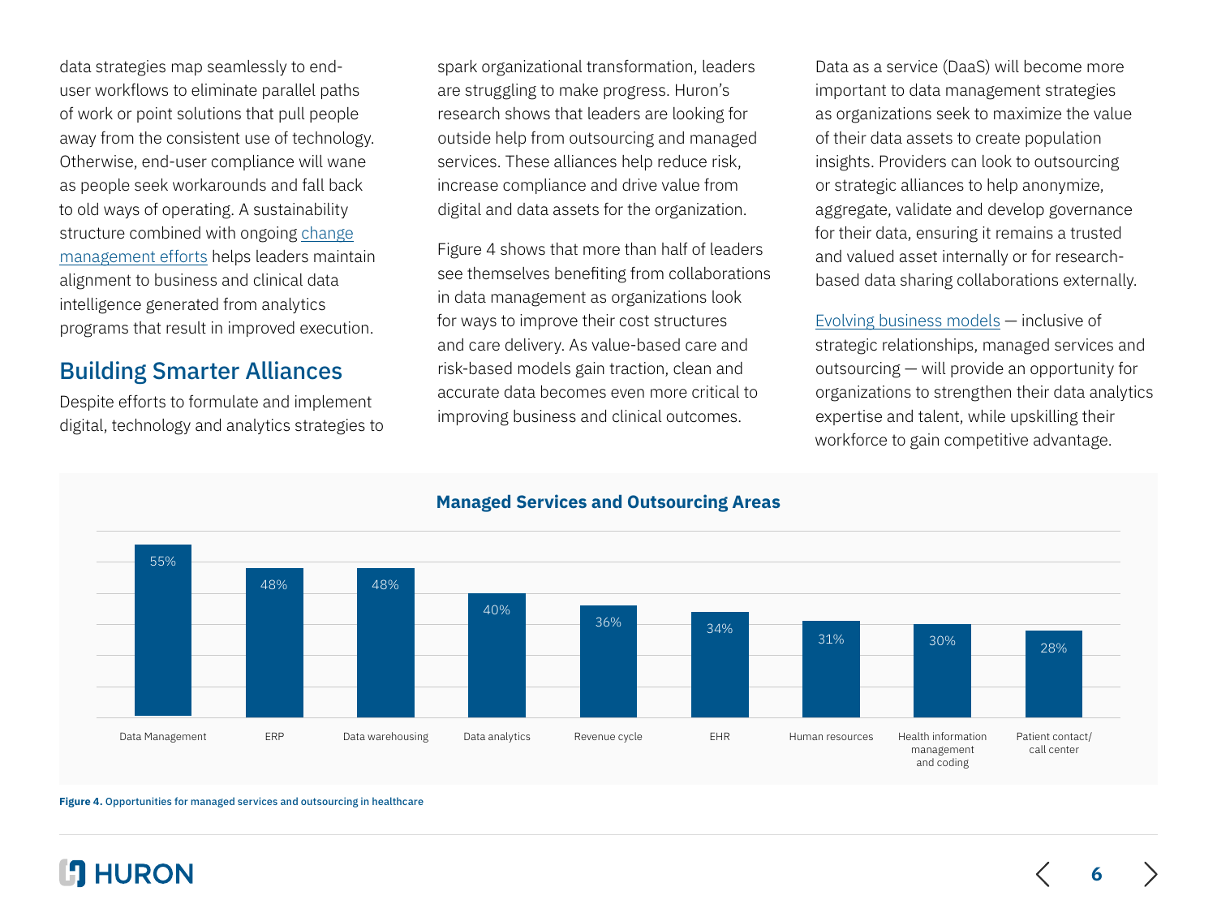data strategies map seamlessly to end-user workflows to eliminate parallel paths of work or point solutions that pull people away from the consistent use of technology. Otherwise, end-user compliance will wane as people seek workarounds and fall back to old ways of operating. A sustainability structure combined with ongoing change management efforts helps leaders maintain alignment to business and clinical data intelligence generated from analytics programs that result in improved execution.

## Building Smarter Alliances

Despite efforts to formulate and implement digital, technology and analytics strategies to spark organizational transformation, leaders are struggling to make progress. Huron's research shows that leaders are looking for outside help from outsourcing and managed services. These alliances help reduce risk, increase compliance and drive value from digital and data assets for the organization.

Figure 4 shows that more than half of leaders see themselves benefiting from collaborations in data management as organizations look for ways to improve their cost structures and care delivery. As value-based care and risk-based models gain traction, clean and accurate data becomes even more critical to improving business and clinical outcomes.

Data as a service (DaaS) will become more important to data management strategies as organizations seek to maximize the value of their data assets to create population insights. Providers can look to outsourcing or strategic alliances to help anonymize, aggregate, validate and develop governance for their data, ensuring it remains a trusted and valued asset internally or for research-based data sharing collaborations externally.

Evolving business models — inclusive of strategic relationships, managed services and outsourcing — will provide an opportunity for organizations to strengthen their data analytics expertise and talent, while upskilling their workforce to gain competitive advantage.

**Managed Services and Outsourcing Areas**

| Area | Percentage |
| --- | --- |
| Data Management | 55% |
| ERP | 48% |
| Data warehousing | 48% |
| Data analytics | 40% |
| Revenue cycle | 36% |
| EHR | 34% |
| Human resources | 31% |
| Health information management and coding | 30% |
| Patient contact/ call center | 28% |

**Figure 4.** Opportunities for managed services and outsourcing in healthcare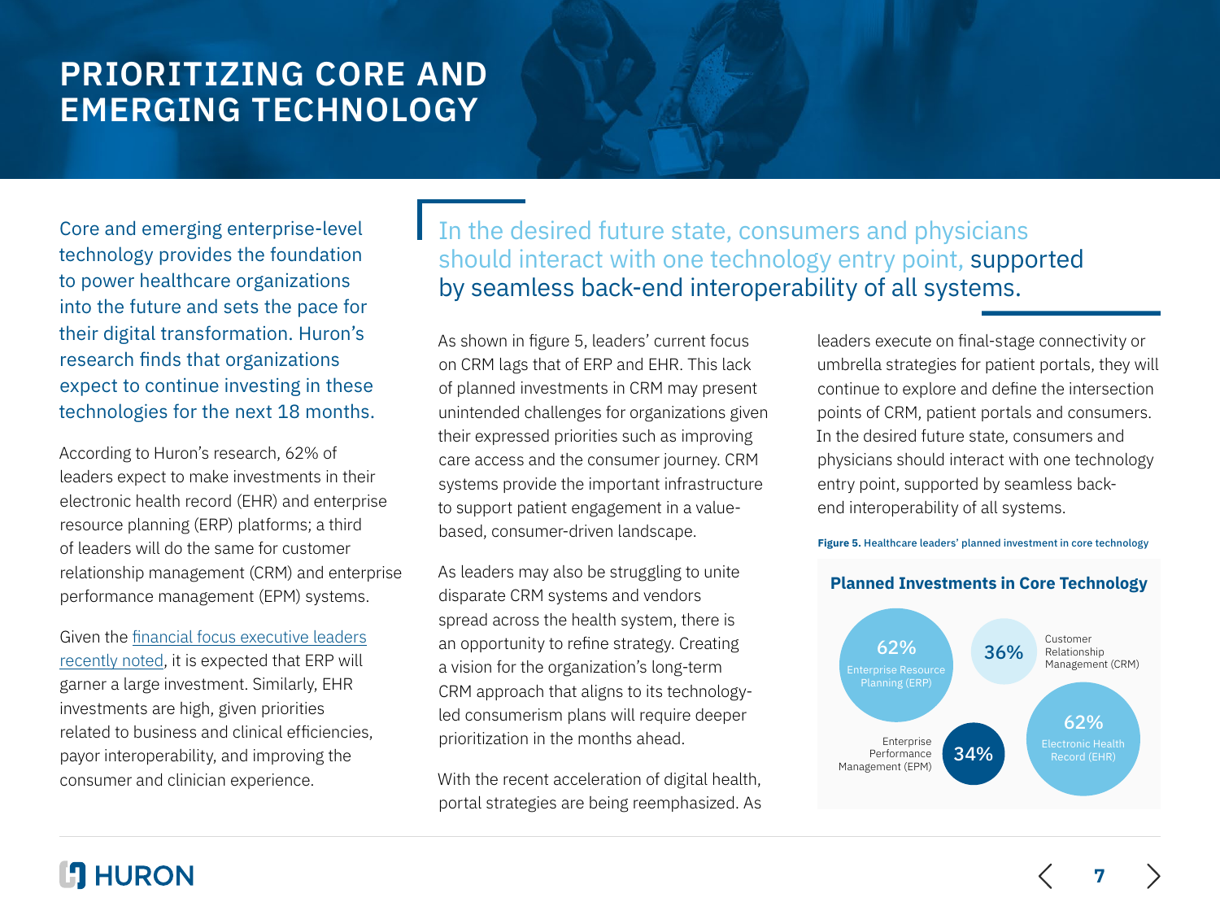# PRIORITIZING CORE AND EMERGING TECHNOLOGY

Core and emerging enterprise-level technology provides the foundation to power healthcare organizations into the future and sets the pace for their digital transformation. Huron's research finds that organizations expect to continue investing in these technologies for the next 18 months.

According to Huron's research, 62% of leaders expect to make investments in their electronic health record (EHR) and enterprise resource planning (ERP) platforms; a third of leaders will do the same for customer relationship management (CRM) and enterprise performance management (EPM) systems.

Given the financial focus executive leaders recently noted, it is expected that ERP will garner a large investment. Similarly, EHR investments are high, given priorities related to business and clinical efficiencies, payor interoperability, and improving the consumer and clinician experience.

> In the desired future state, consumers and physicians should interact with one technology entry point, supported by seamless back-end interoperability of all systems.

As shown in figure 5, leaders' current focus on CRM lags that of ERP and EHR. This lack of planned investments in CRM may present unintended challenges for organizations given their expressed priorities such as improving care access and the consumer journey. CRM systems provide the important infrastructure to support patient engagement in a value-based, consumer-driven landscape.

As leaders may also be struggling to unite disparate CRM systems and vendors spread across the health system, there is an opportunity to refine strategy. Creating a vision for the organization's long-term CRM approach that aligns to its technology-led consumerism plans will require deeper prioritization in the months ahead.

With the recent acceleration of digital health, portal strategies are being reemphasized. As leaders execute on final-stage connectivity or umbrella strategies for patient portals, they will continue to explore and define the intersection points of CRM, patient portals and consumers. In the desired future state, consumers and physicians should interact with one technology entry point, supported by seamless back-end interoperability of all systems.

**Figure 5.** Healthcare leaders' planned investment in core technology

**Planned Investments in Core Technology**

| Technology | Planned Investment |
|---|---|
| Enterprise Resource Planning (ERP) | 62% |
| Customer Relationship Management (CRM) | 36% |
| Enterprise Performance Management (EPM) | 34% |
| Electronic Health Record (EHR) | 62% |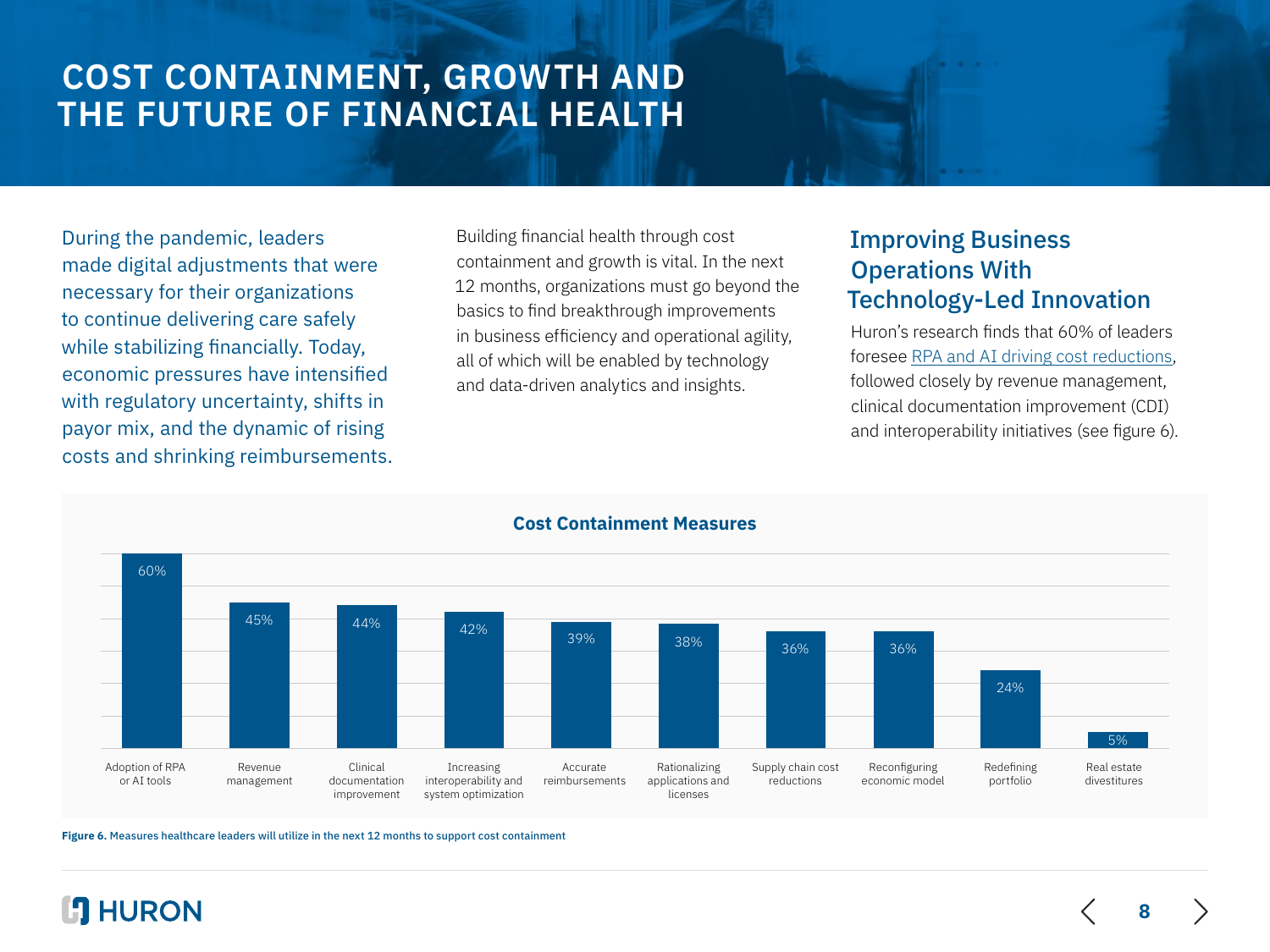# COST CONTAINMENT, GROWTH AND THE FUTURE OF FINANCIAL HEALTH

During the pandemic, leaders made digital adjustments that were necessary for their organizations to continue delivering care safely while stabilizing financially. Today, economic pressures have intensified with regulatory uncertainty, shifts in payor mix, and the dynamic of rising costs and shrinking reimbursements.

Building financial health through cost containment and growth is vital. In the next 12 months, organizations must go beyond the basics to find breakthrough improvements in business efficiency and operational agility, all of which will be enabled by technology and data-driven analytics and insights.

## Improving Business Operations With Technology-Led Innovation

Huron's research finds that 60% of leaders foresee RPA and AI driving cost reductions, followed closely by revenue management, clinical documentation improvement (CDI) and interoperability initiatives (see figure 6).

**Cost Containment Measures**

| Measure | Percentage |
| --- | --- |
| Adoption of RPA or AI tools | 60% |
| Revenue management | 45% |
| Clinical documentation improvement | 44% |
| Increasing interoperability and system optimization | 42% |
| Accurate reimbursements | 39% |
| Rationalizing applications and licenses | 38% |
| Supply chain cost reductions | 36% |
| Reconfiguring economic model | 36% |
| Redefining portfolio | 24% |
| Real estate divestitures | 5% |

**Figure 6.** Measures healthcare leaders will utilize in the next 12 months to support cost containment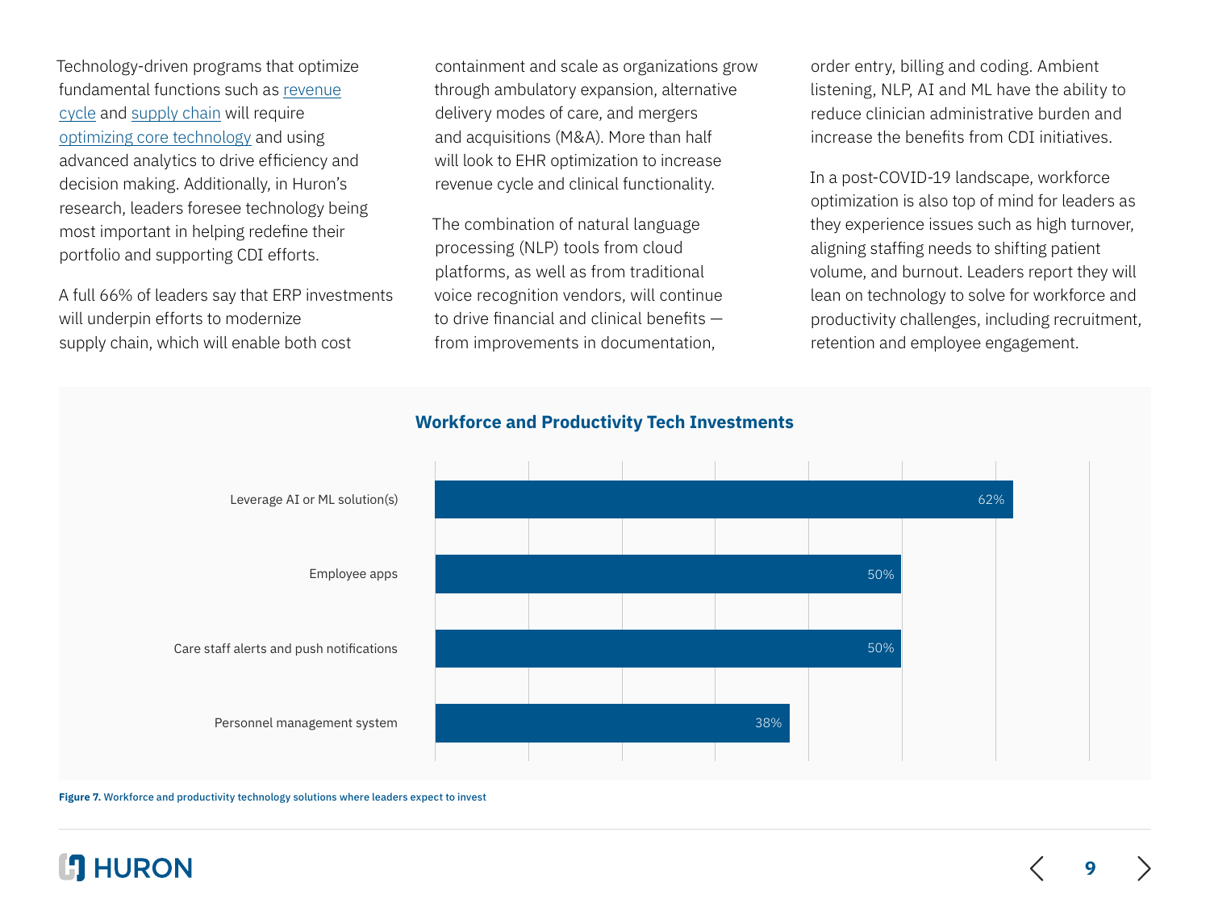Technology-driven programs that optimize fundamental functions such as revenue cycle and supply chain will require optimizing core technology and using advanced analytics to drive efficiency and decision making. Additionally, in Huron's research, leaders foresee technology being most important in helping redefine their portfolio and supporting CDI efforts.

A full 66% of leaders say that ERP investments will underpin efforts to modernize supply chain, which will enable both cost containment and scale as organizations grow through ambulatory expansion, alternative delivery modes of care, and mergers and acquisitions (M&A). More than half will look to EHR optimization to increase revenue cycle and clinical functionality.

The combination of natural language processing (NLP) tools from cloud platforms, as well as from traditional voice recognition vendors, will continue to drive financial and clinical benefits — from improvements in documentation, order entry, billing and coding. Ambient listening, NLP, AI and ML have the ability to reduce clinician administrative burden and increase the benefits from CDI initiatives.

In a post-COVID-19 landscape, workforce optimization is also top of mind for leaders as they experience issues such as high turnover, aligning staffing needs to shifting patient volume, and burnout. Leaders report they will lean on technology to solve for workforce and productivity challenges, including recruitment, retention and employee engagement.

**Workforce and Productivity Tech Investments**

| Solution | Percentage |
| --- | --- |
| Leverage AI or ML solution(s) | 62% |
| Employee apps | 50% |
| Care staff alerts and push notifications | 50% |
| Personnel management system | 38% |

**Figure 7.** Workforce and productivity technology solutions where leaders expect to invest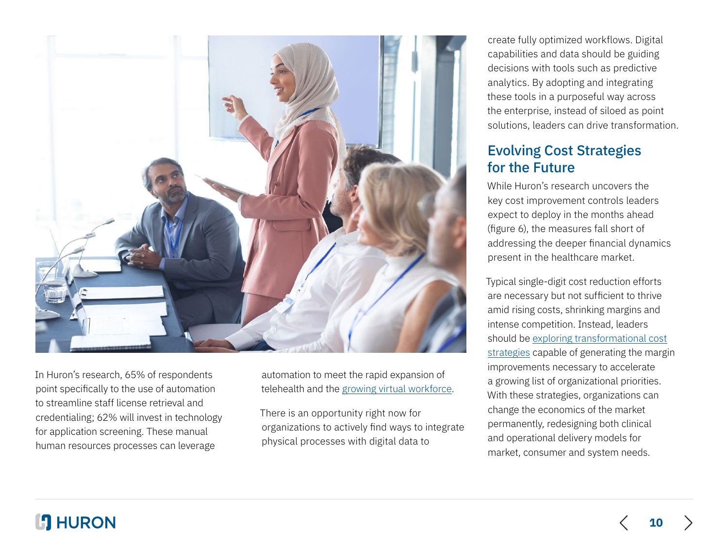In Huron's research, 65% of respondents point specifically to the use of automation to streamline staff license retrieval and credentialing; 62% will invest in technology for application screening. These manual human resources processes can leverage automation to meet the rapid expansion of telehealth and the growing virtual workforce.

There is an opportunity right now for organizations to actively find ways to integrate physical processes with digital data to create fully optimized workflows. Digital capabilities and data should be guiding decisions with tools such as predictive analytics. By adopting and integrating these tools in a purposeful way across the enterprise, instead of siloed as point solutions, leaders can drive transformation.

## Evolving Cost Strategies for the Future

While Huron's research uncovers the key cost improvement controls leaders expect to deploy in the months ahead (figure 6), the measures fall short of addressing the deeper financial dynamics present in the healthcare market.

Typical single-digit cost reduction efforts are necessary but not sufficient to thrive amid rising costs, shrinking margins and intense competition. Instead, leaders should be exploring transformational cost strategies capable of generating the margin improvements necessary to accelerate a growing list of organizational priorities. With these strategies, organizations can change the economics of the market permanently, redesigning both clinical and operational delivery models for market, consumer and system needs.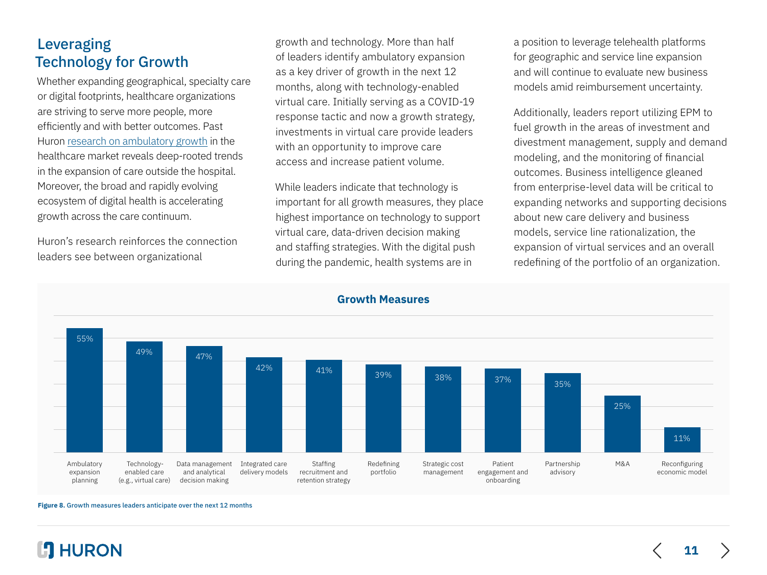## Leveraging Technology for Growth

Whether expanding geographical, specialty care or digital footprints, healthcare organizations are striving to serve more people, more efficiently and with better outcomes. Past Huron research on ambulatory growth in the healthcare market reveals deep-rooted trends in the expansion of care outside the hospital. Moreover, the broad and rapidly evolving ecosystem of digital health is accelerating growth across the care continuum.

Huron's research reinforces the connection leaders see between organizational growth and technology. More than half of leaders identify ambulatory expansion as a key driver of growth in the next 12 months, along with technology-enabled virtual care. Initially serving as a COVID-19 response tactic and now a growth strategy, investments in virtual care provide leaders with an opportunity to improve care access and increase patient volume.

While leaders indicate that technology is important for all growth measures, they place highest importance on technology to support virtual care, data-driven decision making and staffing strategies. With the digital push during the pandemic, health systems are in a position to leverage telehealth platforms for geographic and service line expansion and will continue to evaluate new business models amid reimbursement uncertainty.

Additionally, leaders report utilizing EPM to fuel growth in the areas of investment and divestment management, supply and demand modeling, and the monitoring of financial outcomes. Business intelligence gleaned from enterprise-level data will be critical to expanding networks and supporting decisions about new care delivery and business models, service line rationalization, the expansion of virtual services and an overall redefining of the portfolio of an organization.

**Growth Measures**

| Growth Measure | Percentage |
|---|---|
| Ambulatory expansion planning | 55% |
| Technology-enabled care (e.g., virtual care) | 49% |
| Data management and analytical decision making | 47% |
| Integrated care delivery models | 42% |
| Staffing recruitment and retention strategy | 41% |
| Redefining portfolio | 39% |
| Strategic cost management | 38% |
| Patient engagement and onboarding | 37% |
| Partnership advisory | 35% |
| M&A | 25% |
| Reconfiguring economic model | 11% |

**Figure 8.** Growth measures leaders anticipate over the next 12 months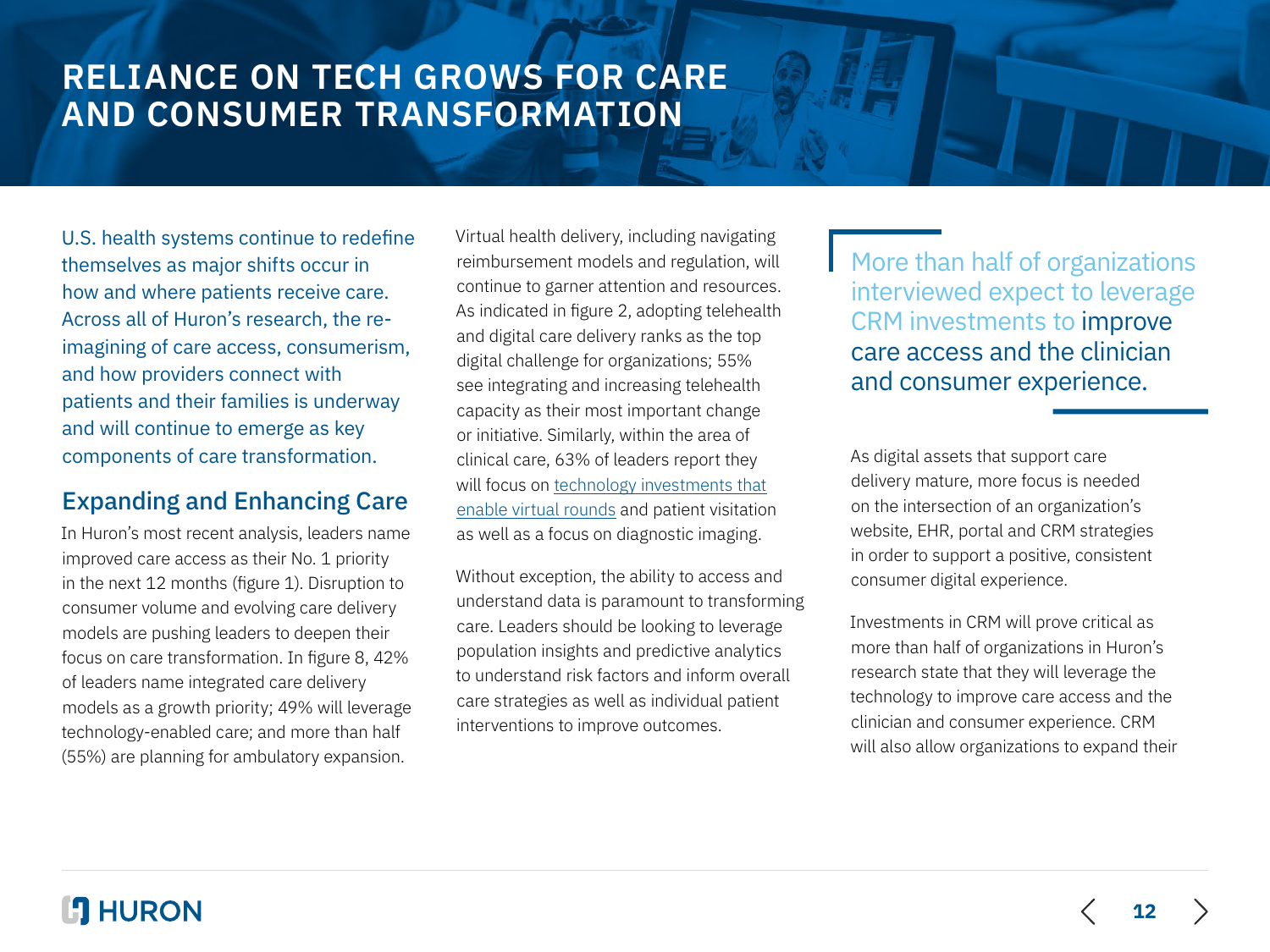# RELIANCE ON TECH GROWS FOR CARE AND CONSUMER TRANSFORMATION

U.S. health systems continue to redefine themselves as major shifts occur in how and where patients receive care. Across all of Huron's research, the re-imagining of care access, consumerism, and how providers connect with patients and their families is underway and will continue to emerge as key components of care transformation.

## Expanding and Enhancing Care

In Huron's most recent analysis, leaders name improved care access as their No. 1 priority in the next 12 months (figure 1). Disruption to consumer volume and evolving care delivery models are pushing leaders to deepen their focus on care transformation. In figure 8, 42% of leaders name integrated care delivery models as a growth priority; 49% will leverage technology-enabled care; and more than half (55%) are planning for ambulatory expansion.

Virtual health delivery, including navigating reimbursement models and regulation, will continue to garner attention and resources. As indicated in figure 2, adopting telehealth and digital care delivery ranks as the top digital challenge for organizations; 55% see integrating and increasing telehealth capacity as their most important change or initiative. Similarly, within the area of clinical care, 63% of leaders report they will focus on technology investments that enable virtual rounds and patient visitation as well as a focus on diagnostic imaging.

Without exception, the ability to access and understand data is paramount to transforming care. Leaders should be looking to leverage population insights and predictive analytics to understand risk factors and inform overall care strategies as well as individual patient interventions to improve outcomes.

> More than half of organizations interviewed expect to leverage CRM investments to improve care access and the clinician and consumer experience.

As digital assets that support care delivery mature, more focus is needed on the intersection of an organization's website, EHR, portal and CRM strategies in order to support a positive, consistent consumer digital experience.

Investments in CRM will prove critical as more than half of organizations in Huron's research state that they will leverage the technology to improve care access and the clinician and consumer experience. CRM will also allow organizations to expand their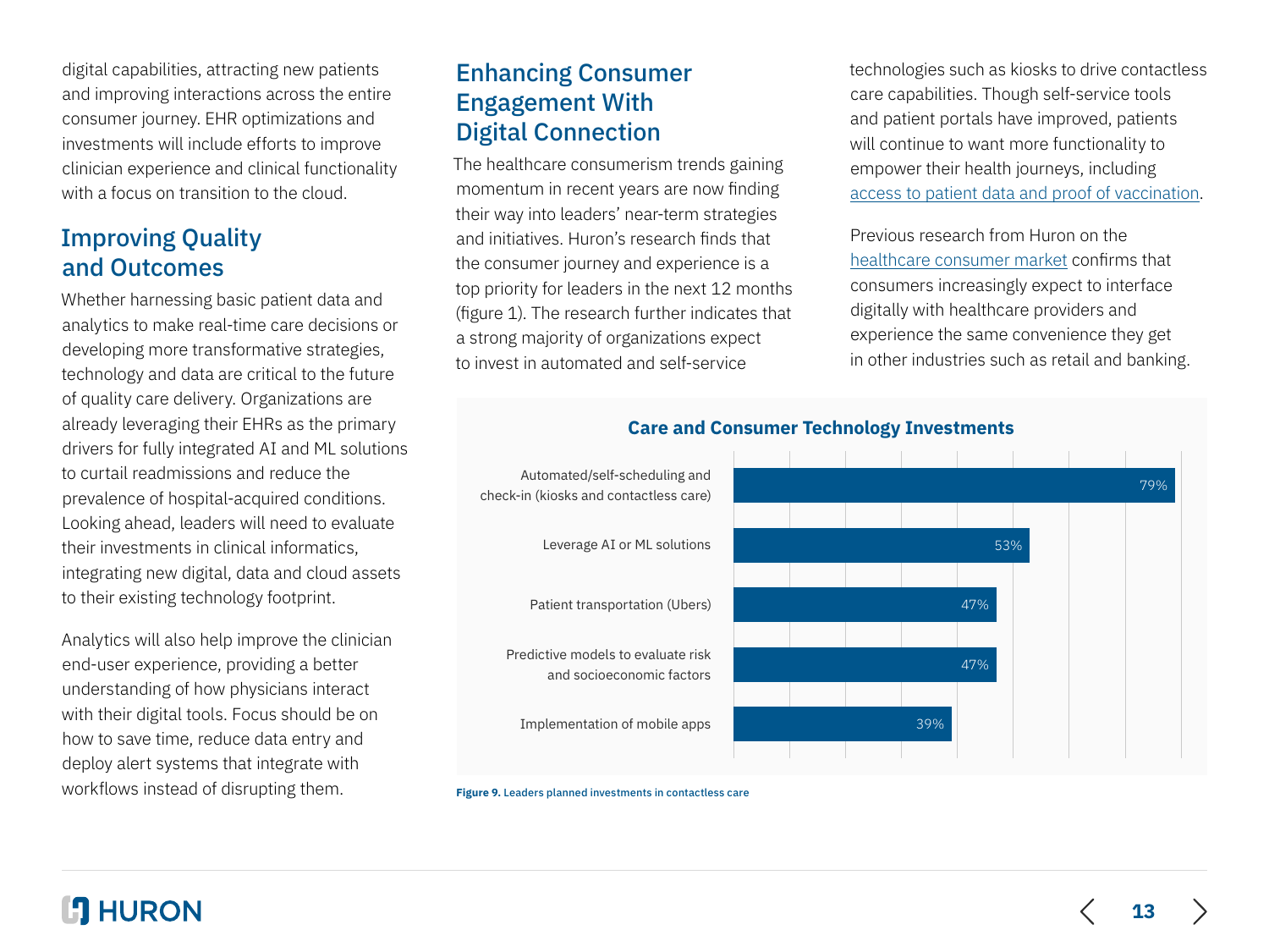digital capabilities, attracting new patients and improving interactions across the entire consumer journey. EHR optimizations and investments will include efforts to improve clinician experience and clinical functionality with a focus on transition to the cloud.

## Improving Quality and Outcomes

Whether harnessing basic patient data and analytics to make real-time care decisions or developing more transformative strategies, technology and data are critical to the future of quality care delivery. Organizations are already leveraging their EHRs as the primary drivers for fully integrated AI and ML solutions to curtail readmissions and reduce the prevalence of hospital-acquired conditions. Looking ahead, leaders will need to evaluate their investments in clinical informatics, integrating new digital, data and cloud assets to their existing technology footprint.

Analytics will also help improve the clinician end-user experience, providing a better understanding of how physicians interact with their digital tools. Focus should be on how to save time, reduce data entry and deploy alert systems that integrate with workflows instead of disrupting them.

## Enhancing Consumer Engagement With Digital Connection

The healthcare consumerism trends gaining momentum in recent years are now finding their way into leaders' near-term strategies and initiatives. Huron's research finds that the consumer journey and experience is a top priority for leaders in the next 12 months (figure 1). The research further indicates that a strong majority of organizations expect to invest in automated and self-service technologies such as kiosks to drive contactless care capabilities. Though self-service tools and patient portals have improved, patients will continue to want more functionality to empower their health journeys, including access to patient data and proof of vaccination.

Previous research from Huron on the healthcare consumer market confirms that consumers increasingly expect to interface digitally with healthcare providers and experience the same convenience they get in other industries such as retail and banking.

**Care and Consumer Technology Investments**

| Investment | Percentage |
|---|---|
| Automated/self-scheduling and check-in (kiosks and contactless care) | 79% |
| Leverage AI or ML solutions | 53% |
| Patient transportation (Ubers) | 47% |
| Predictive models to evaluate risk and socioeconomic factors | 47% |
| Implementation of mobile apps | 39% |

**Figure 9.** Leaders planned investments in contactless care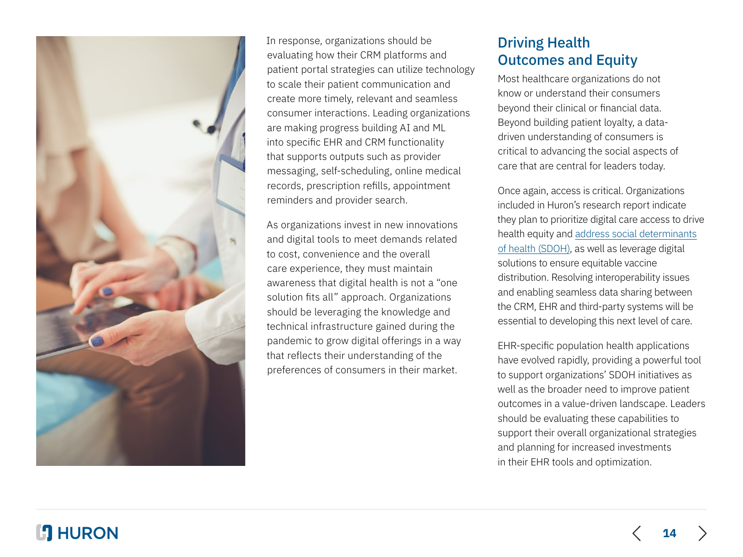In response, organizations should be evaluating how their CRM platforms and patient portal strategies can utilize technology to scale their patient communication and create more timely, relevant and seamless consumer interactions. Leading organizations are making progress building AI and ML into specific EHR and CRM functionality that supports outputs such as provider messaging, self-scheduling, online medical records, prescription refills, appointment reminders and provider search.

As organizations invest in new innovations and digital tools to meet demands related to cost, convenience and the overall care experience, they must maintain awareness that digital health is not a "one solution fits all" approach. Organizations should be leveraging the knowledge and technical infrastructure gained during the pandemic to grow digital offerings in a way that reflects their understanding of the preferences of consumers in their market.

## Driving Health Outcomes and Equity

Most healthcare organizations do not know or understand their consumers beyond their clinical or financial data. Beyond building patient loyalty, a data-driven understanding of consumers is critical to advancing the social aspects of care that are central for leaders today.

Once again, access is critical. Organizations included in Huron's research report indicate they plan to prioritize digital care access to drive health equity and address social determinants of health (SDOH), as well as leverage digital solutions to ensure equitable vaccine distribution. Resolving interoperability issues and enabling seamless data sharing between the CRM, EHR and third-party systems will be essential to developing this next level of care.

EHR-specific population health applications have evolved rapidly, providing a powerful tool to support organizations' SDOH initiatives as well as the broader need to improve patient outcomes in a value-driven landscape. Leaders should be evaluating these capabilities to support their overall organizational strategies and planning for increased investments in their EHR tools and optimization.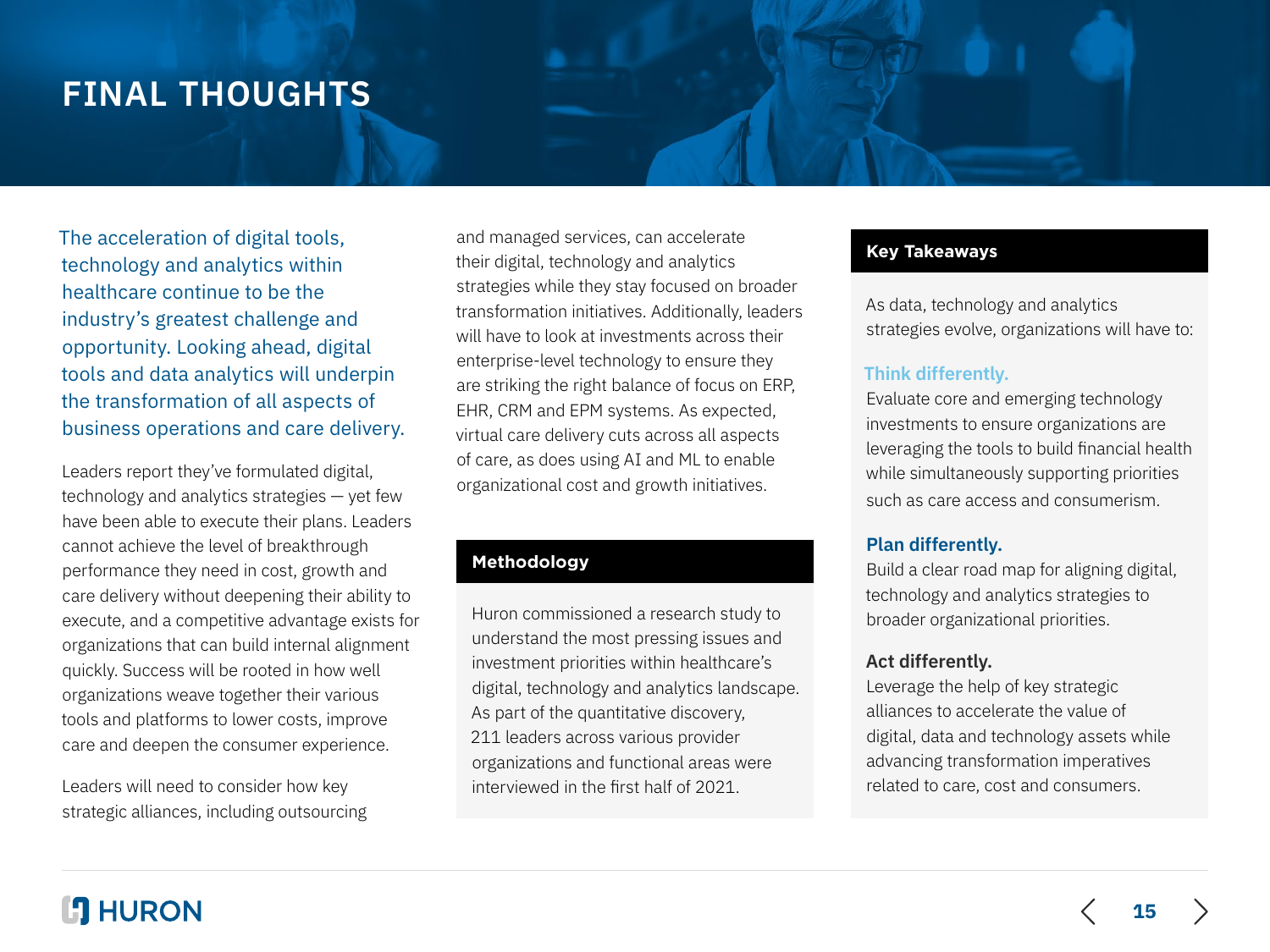# FINAL THOUGHTS

The acceleration of digital tools, technology and analytics within healthcare continue to be the industry's greatest challenge and opportunity. Looking ahead, digital tools and data analytics will underpin the transformation of all aspects of business operations and care delivery.

Leaders report they've formulated digital, technology and analytics strategies — yet few have been able to execute their plans. Leaders cannot achieve the level of breakthrough performance they need in cost, growth and care delivery without deepening their ability to execute, and a competitive advantage exists for organizations that can build internal alignment quickly. Success will be rooted in how well organizations weave together their various tools and platforms to lower costs, improve care and deepen the consumer experience.

Leaders will need to consider how key strategic alliances, including outsourcing and managed services, can accelerate their digital, technology and analytics strategies while they stay focused on broader transformation initiatives. Additionally, leaders will have to look at investments across their enterprise-level technology to ensure they are striking the right balance of focus on ERP, EHR, CRM and EPM systems. As expected, virtual care delivery cuts across all aspects of care, as does using AI and ML to enable organizational cost and growth initiatives.

## Methodology

Huron commissioned a research study to understand the most pressing issues and investment priorities within healthcare's digital, technology and analytics landscape. As part of the quantitative discovery, 211 leaders across various provider organizations and functional areas were interviewed in the first half of 2021.

## Key Takeaways

As data, technology and analytics strategies evolve, organizations will have to:

**Think differently.**
Evaluate core and emerging technology investments to ensure organizations are leveraging the tools to build financial health while simultaneously supporting priorities such as care access and consumerism.

**Plan differently.**
Build a clear road map for aligning digital, technology and analytics strategies to broader organizational priorities.

**Act differently.**
Leverage the help of key strategic alliances to accelerate the value of digital, data and technology assets while advancing transformation imperatives related to care, cost and consumers.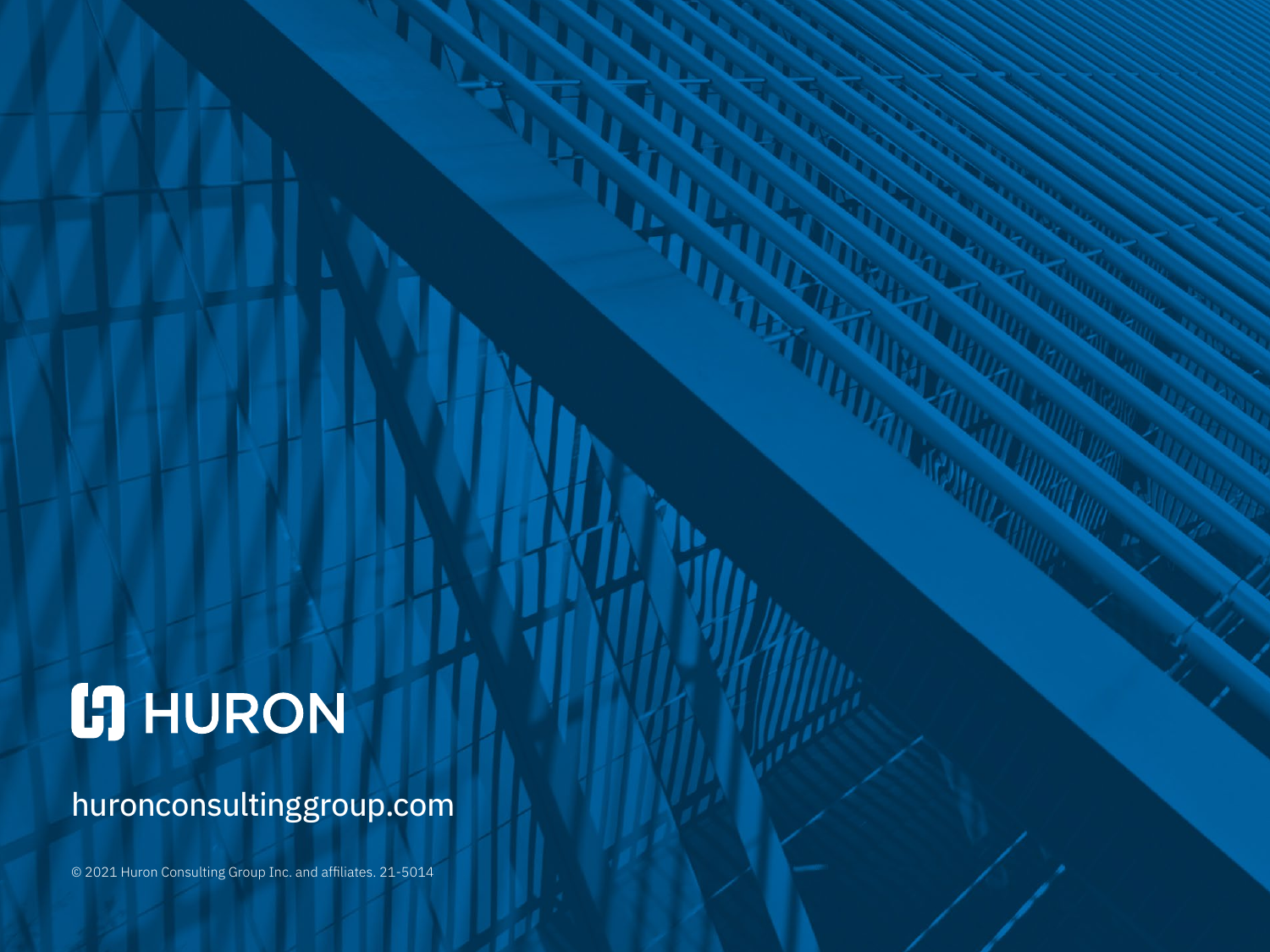HURON

huronconsultinggroup.com

© 2021 Huron Consulting Group Inc. and affiliates. 21-5014